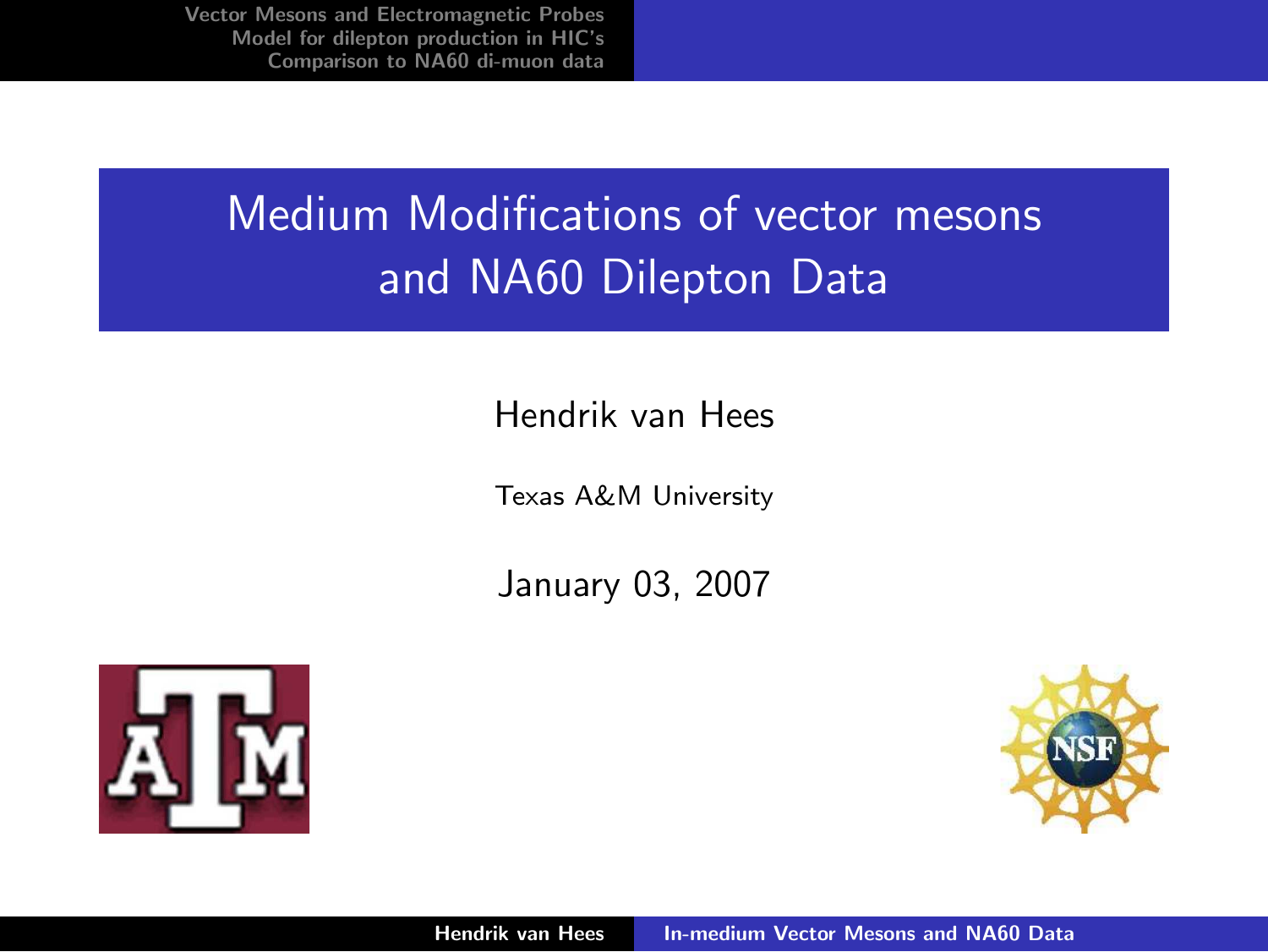# Medium Modifications of vector mesons and NA60 Dilepton Data

Hendrik van Hees

Texas A&M University

January 03, 2007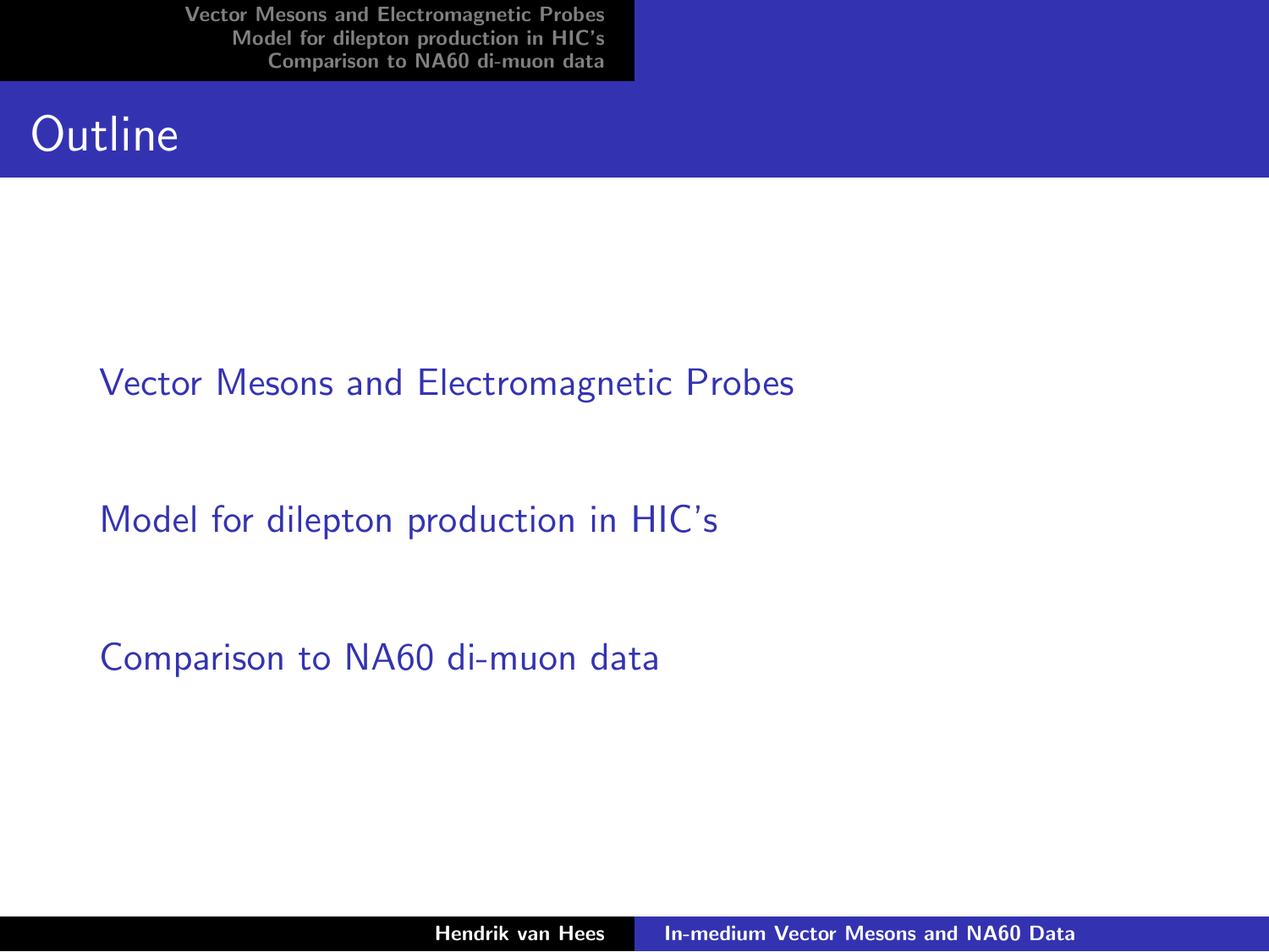# Outline

- Vector Mesons and Electromagnetic Probes
- Model for dilepton production in HIC's
- Comparison to NA60 di-muon data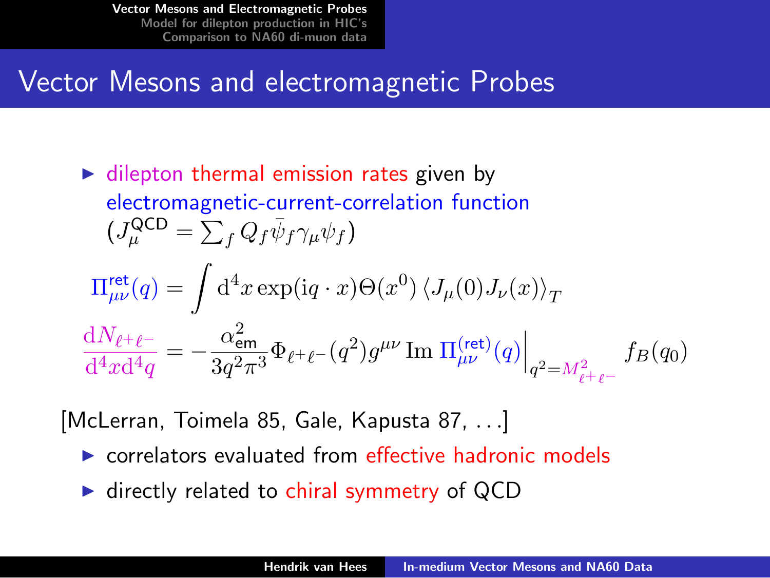# Vector Mesons and electromagnetic Probes

- dilepton thermal emission rates given by electromagnetic-current-correlation function ($J_\mu^{\text{QCD}} = \sum_f Q_f \bar{\psi}_f \gamma_\mu \psi_f$)

$$\Pi_{\mu\nu}^{\text{ret}}(q) = \int \mathrm{d}^4 x \exp(\mathrm{i} q \cdot x) \Theta(x^0) \left\langle J_\mu(0) J_\nu(x) \right\rangle_T$$

$$\frac{\mathrm{d}N_{\ell^+\ell^-}}{\mathrm{d}^4 x \mathrm{d}^4 q} = -\frac{\alpha_{\text{em}}^2}{3 q^2 \pi^3} \Phi_{\ell^+\ell^-}(q^2) g^{\mu\nu} \operatorname{Im} \Pi_{\mu\nu}^{(\text{ret})}(q) \Big|_{q^2 = M_{\ell^+\ell^-}^2} f_B(q_0)$$

[McLerran, Toimela 85, Gale, Kapusta 87, ...]

- correlators evaluated from effective hadronic models
- directly related to chiral symmetry of QCD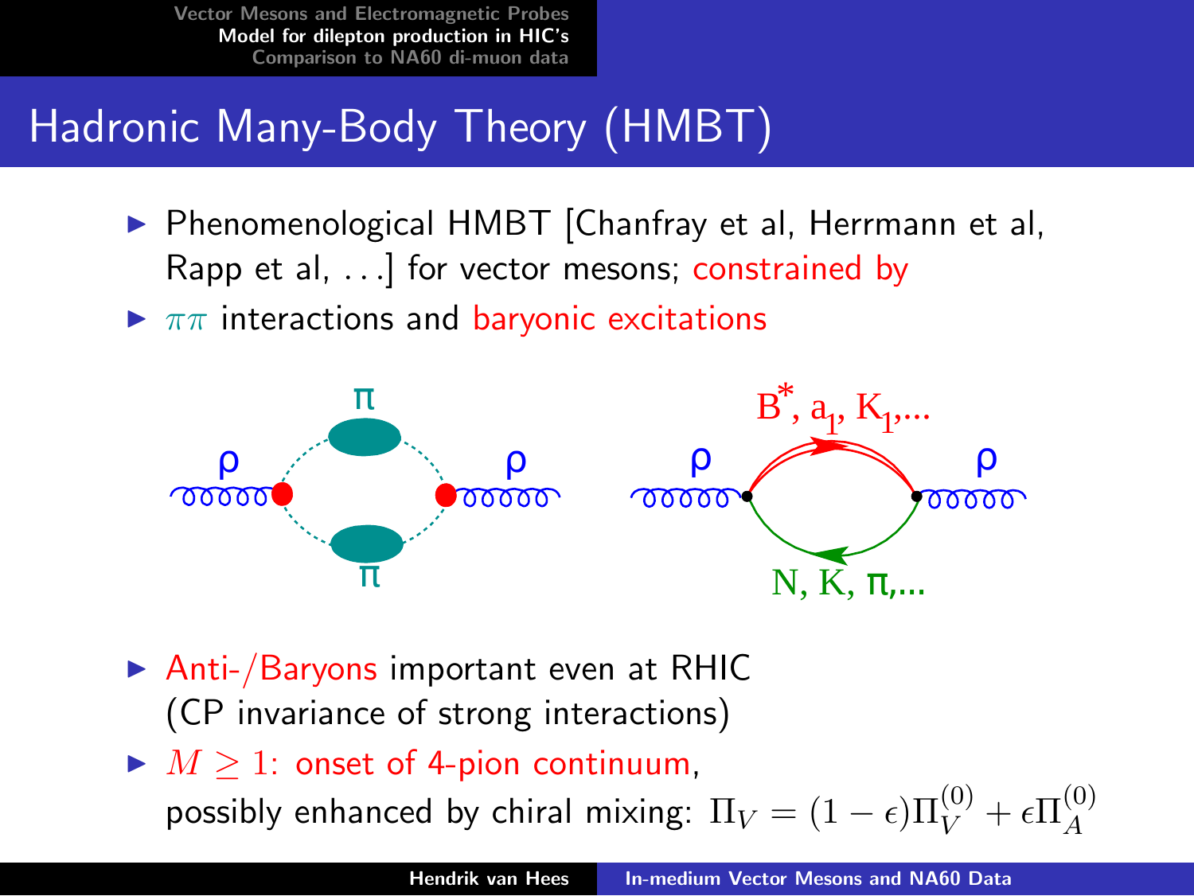# Hadronic Many-Body Theory (HMBT)

- Phenomenological HMBT [Chanfray et al, Herrmann et al, Rapp et al, ...] for vector mesons; constrained by
- $\pi\pi$ interactions and baryonic excitations

- Anti-/Baryons important even at RHIC (CP invariance of strong interactions)
- $M \geq 1$: onset of 4-pion continuum, possibly enhanced by chiral mixing: $\Pi_V = (1-\epsilon)\Pi_V^{(0)} + \epsilon\Pi_A^{(0)}$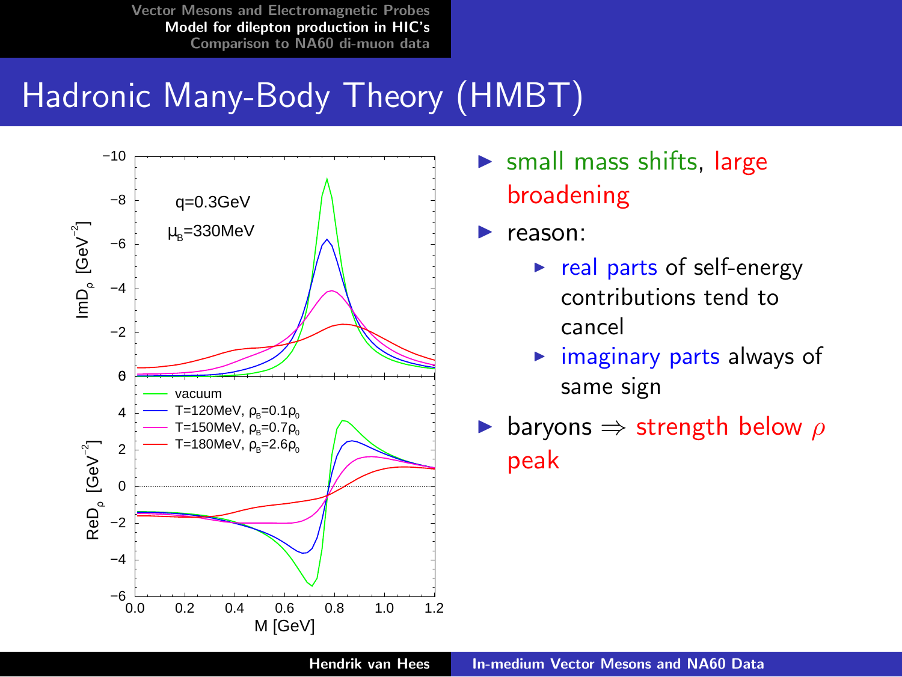# Hadronic Many-Body Theory (HMBT)

- small mass shifts, large broadening
- reason:
  - real parts of self-energy contributions tend to cancel
  - imaginary parts always of same sign
- baryons ⇒ strength below $\rho$ peak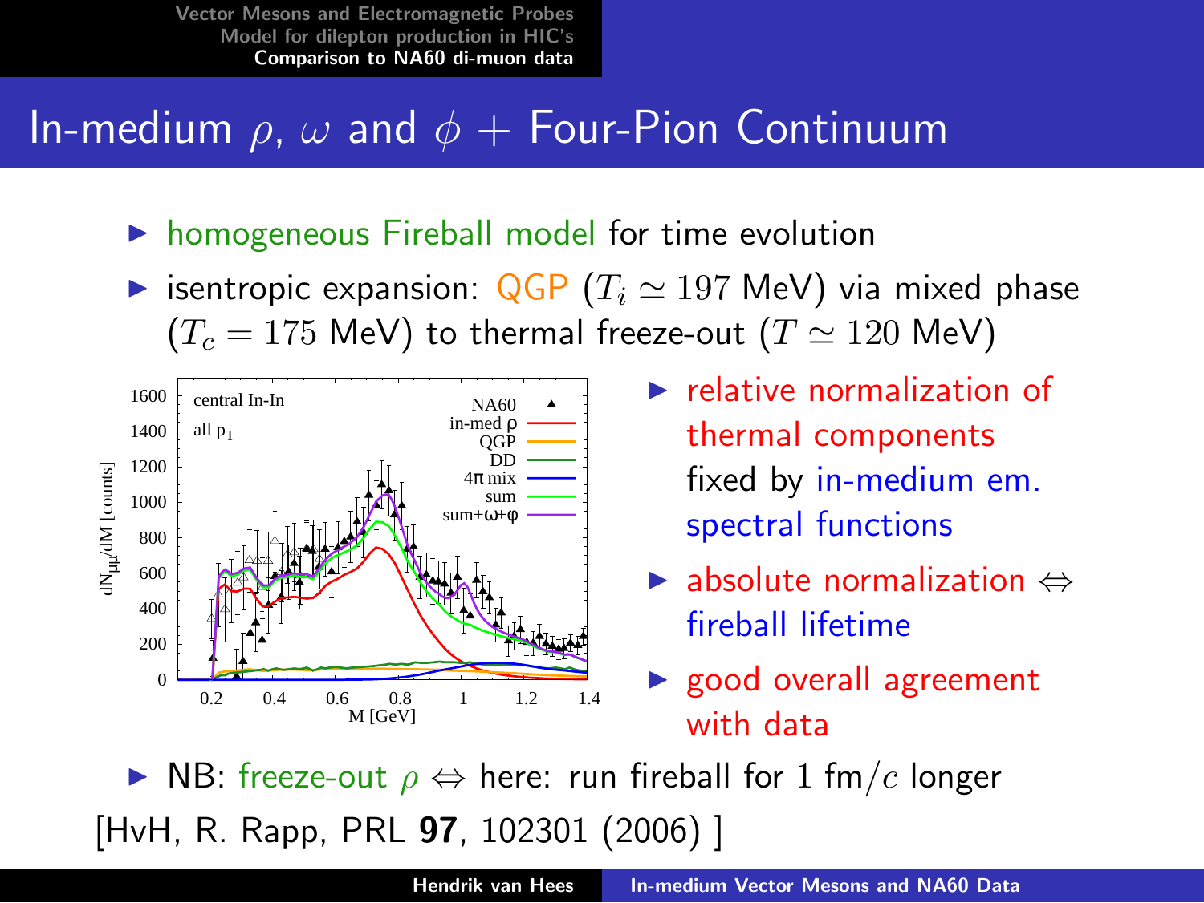# In-medium $\rho$, $\omega$ and $\phi$ + Four-Pion Continuum

- homogeneous Fireball model for time evolution
- isentropic expansion: QGP ($T_i \simeq 197$ MeV) via mixed phase ($T_c = 175$ MeV) to thermal freeze-out ($T \simeq 120$ MeV)

- relative normalization of thermal components fixed by in-medium em. spectral functions
- absolute normalization $\Leftrightarrow$ fireball lifetime
- good overall agreement with data

- NB: freeze-out $\rho \Leftrightarrow$ here: run fireball for $1$ fm$/c$ longer

[HvH, R. Rapp, PRL **97**, 102301 (2006) ]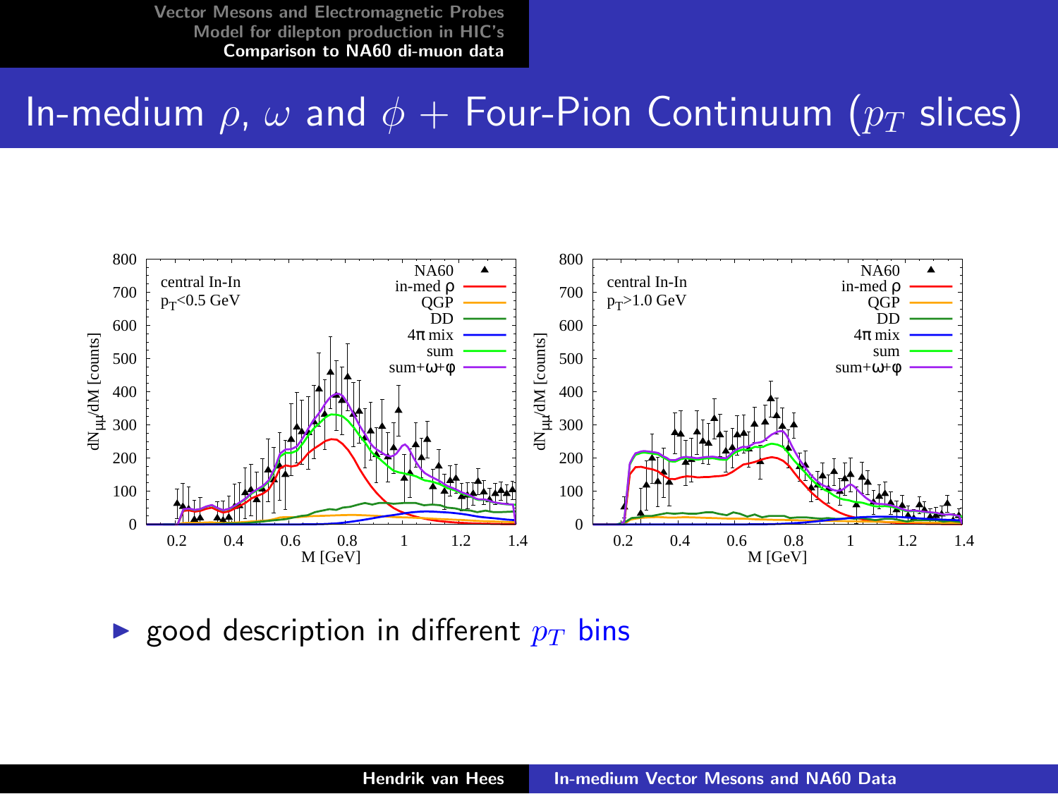# In-medium $\rho$, $\omega$ and $\phi$ + Four-Pion Continuum ($p_T$ slices)

- good description in different $p_T$ bins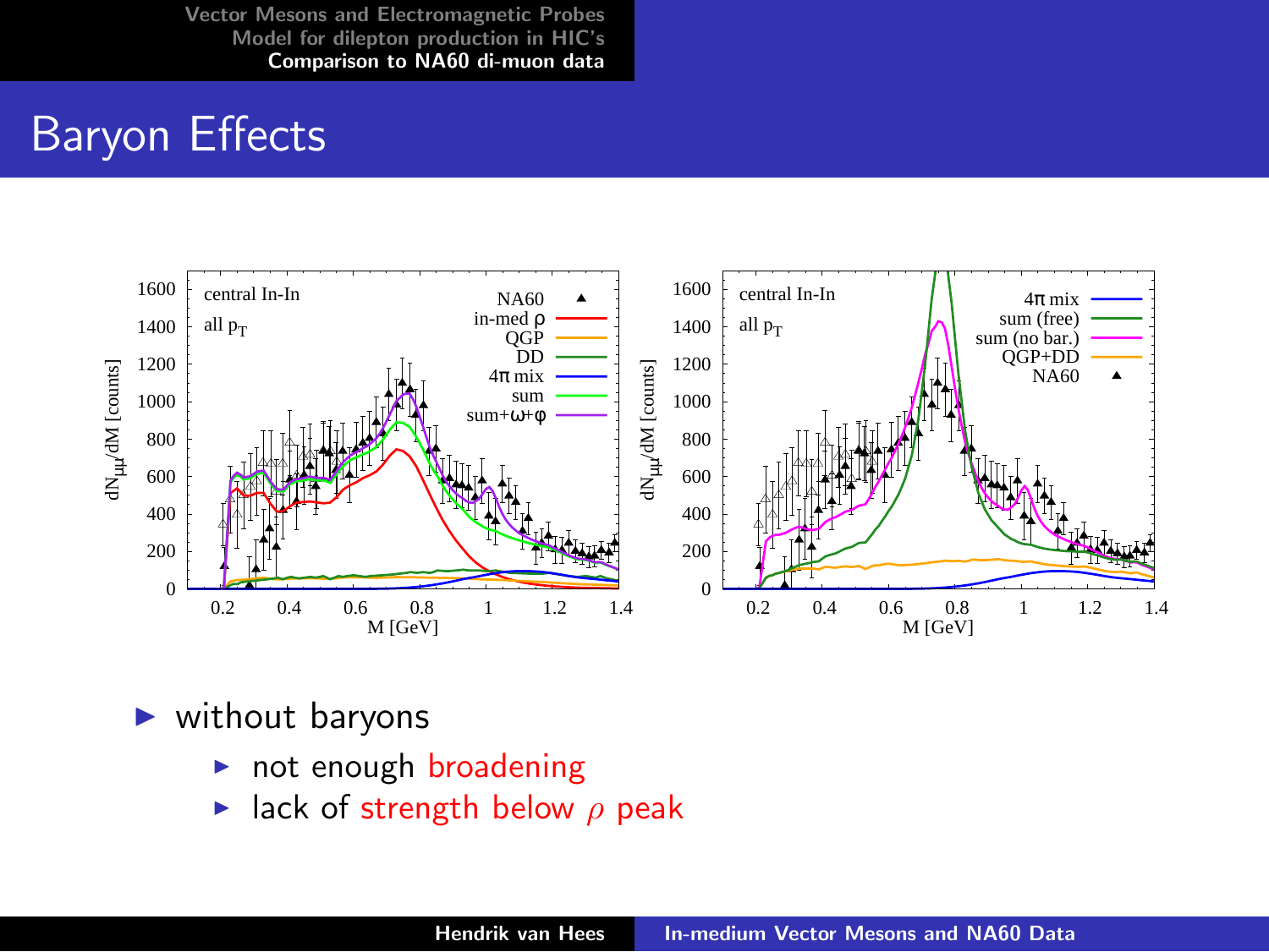# Baryon Effects

- without baryons
  - not enough broadening
  - lack of strength below $\rho$ peak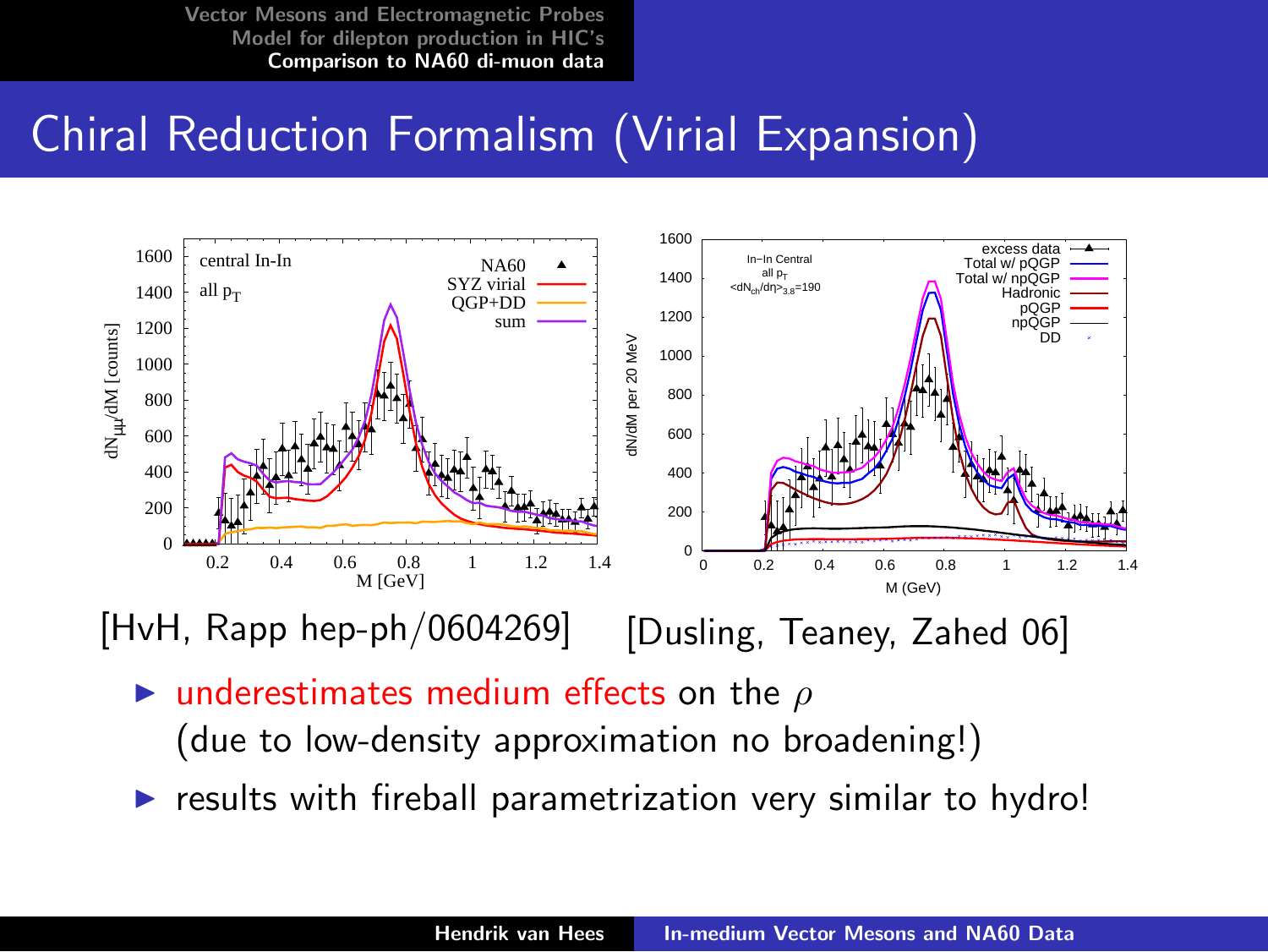# Chiral Reduction Formalism (Virial Expansion)

[HvH, Rapp hep-ph/0604269] [Dusling, Teaney, Zahed 06]

- underestimates medium effects on the $\rho$ (due to low-density approximation no broadening!)
- results with fireball parametrization very similar to hydro!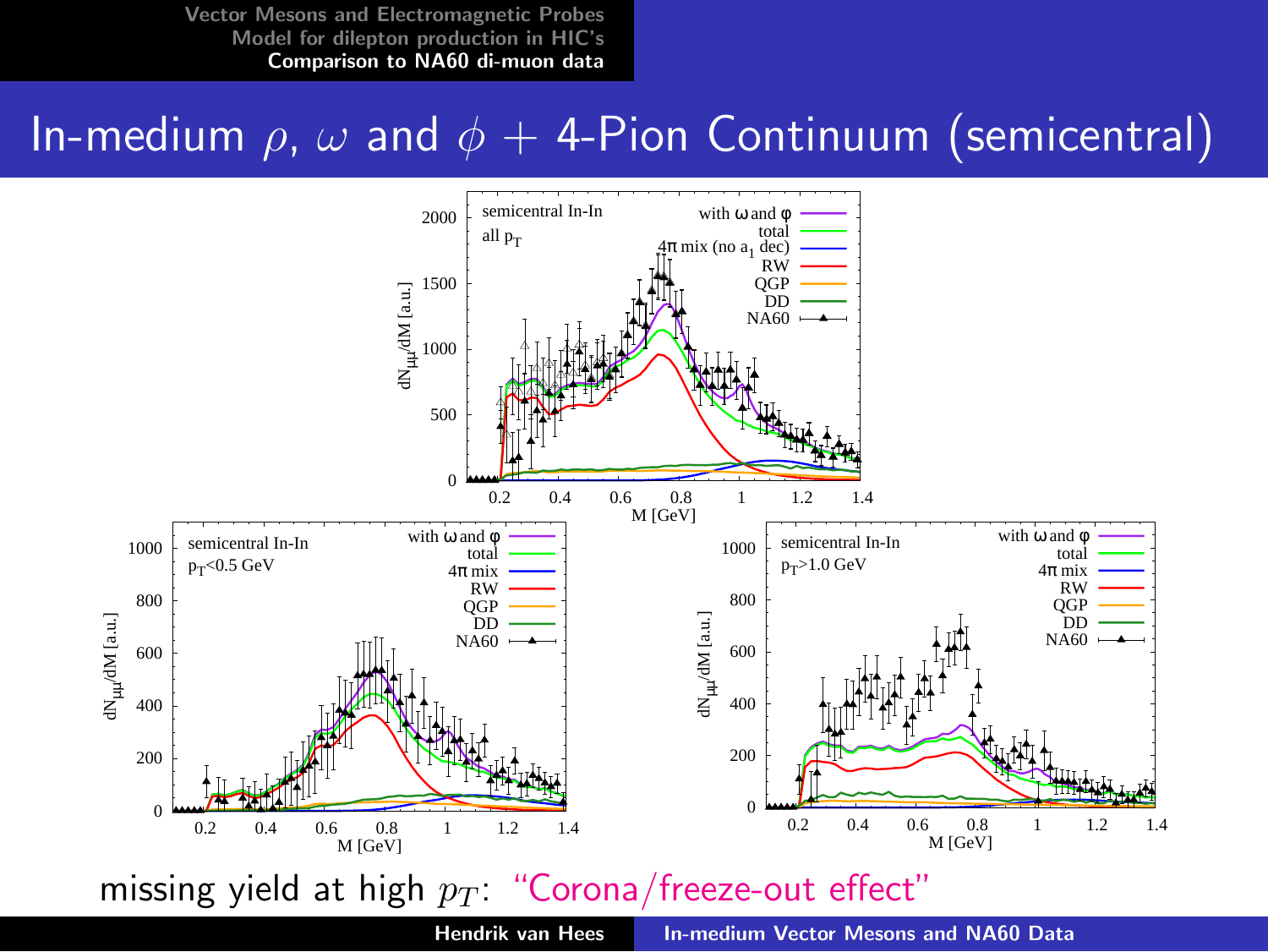# In-medium $\rho$, $\omega$ and $\phi$ + 4-Pion Continuum (semicentral)

missing yield at high $p_T$: "Corona/freeze-out effect"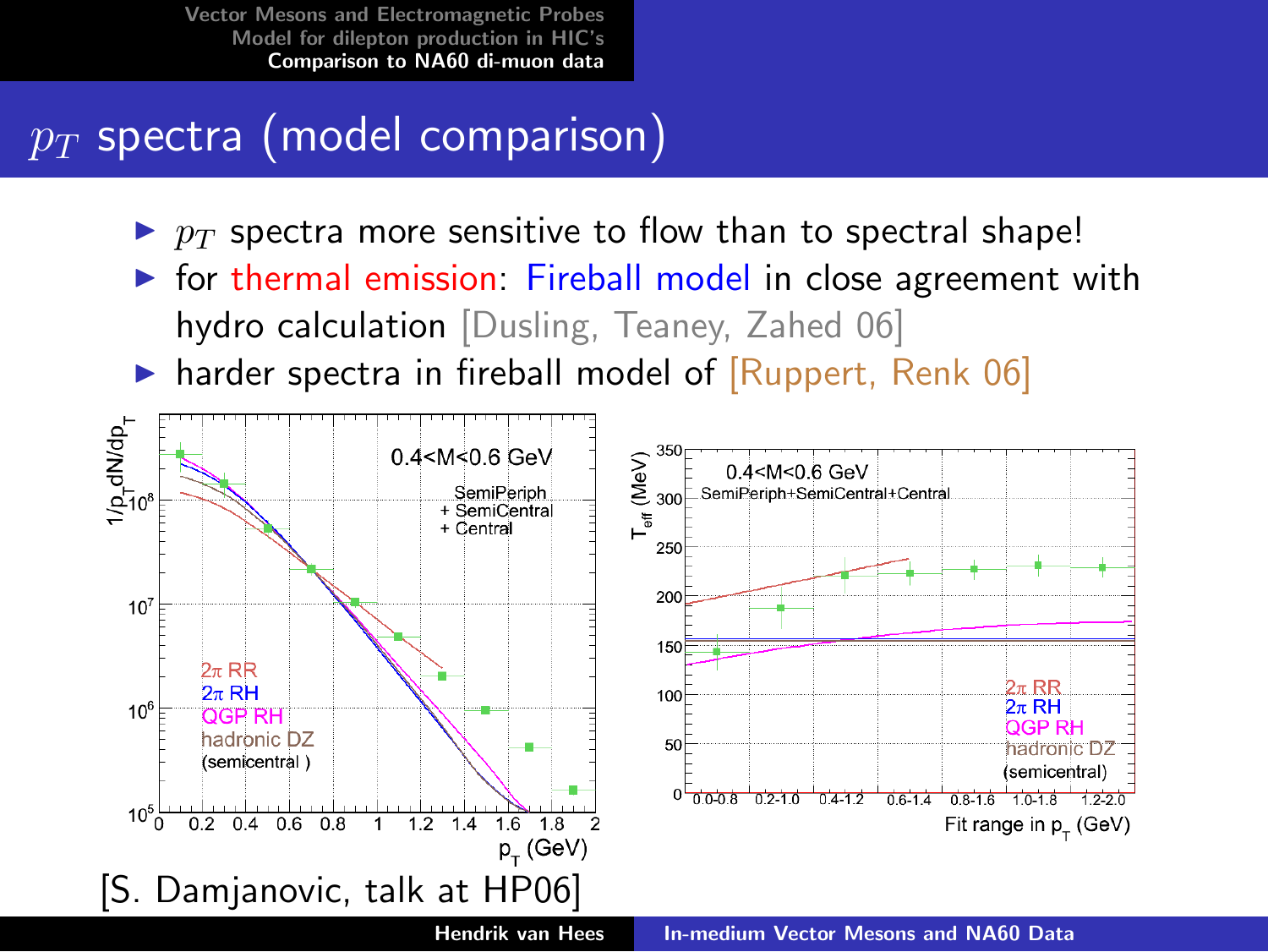# $p_T$ spectra (model comparison)

- $p_T$ spectra more sensitive to flow than to spectral shape!
- for thermal emission: Fireball model in close agreement with hydro calculation [Dusling, Teaney, Zahed 06]
- harder spectra in fireball model of [Ruppert, Renk 06]

[S. Damjanovic, talk at HP06]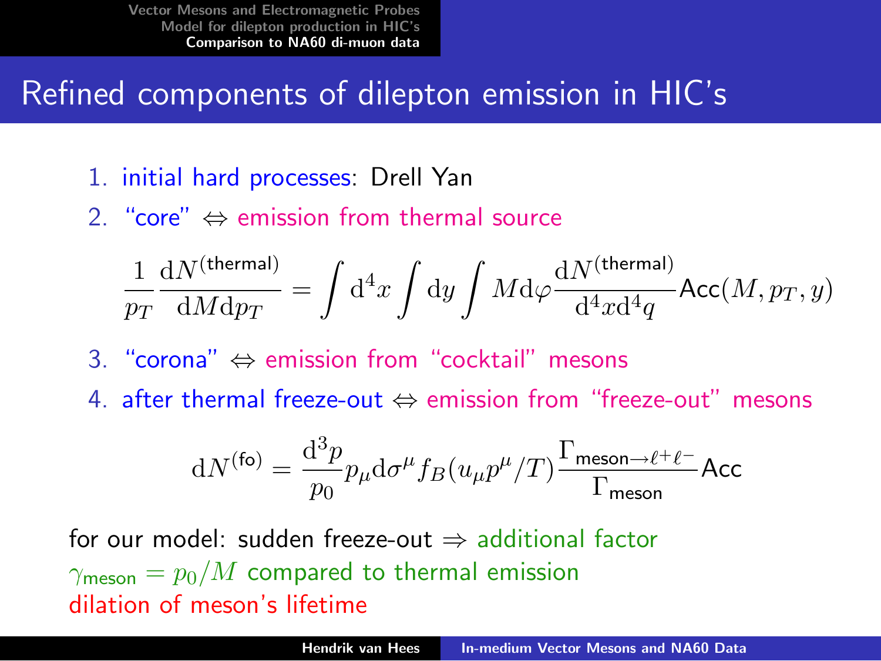# Refined components of dilepton emission in HIC's

1. initial hard processes: Drell Yan
2. "core" $\Leftrightarrow$ emission from thermal source

$$\frac{1}{p_T}\frac{\mathrm{d}N^{(\text{thermal})}}{\mathrm{d}M\mathrm{d}p_T} = \int \mathrm{d}^4 x \int \mathrm{d}y \int M \mathrm{d}\varphi \frac{\mathrm{d}N^{(\text{thermal})}}{\mathrm{d}^4 x \mathrm{d}^4 q} \mathsf{Acc}(M, p_T, y)$$

3. "corona" $\Leftrightarrow$ emission from "cocktail" mesons
4. after thermal freeze-out $\Leftrightarrow$ emission from "freeze-out" mesons

$$\mathrm{d}N^{(\text{fo})} = \frac{\mathrm{d}^3 p}{p_0} p_\mu \mathrm{d}\sigma^\mu f_B(u_\mu p^\mu / T) \frac{\Gamma_{\text{meson}\to\ell^+\ell^-}}{\Gamma_{\text{meson}}} \mathsf{Acc}$$

for our model: sudden freeze-out $\Rightarrow$ additional factor $\gamma_{\text{meson}} = p_0/M$ compared to thermal emission
dilation of meson's lifetime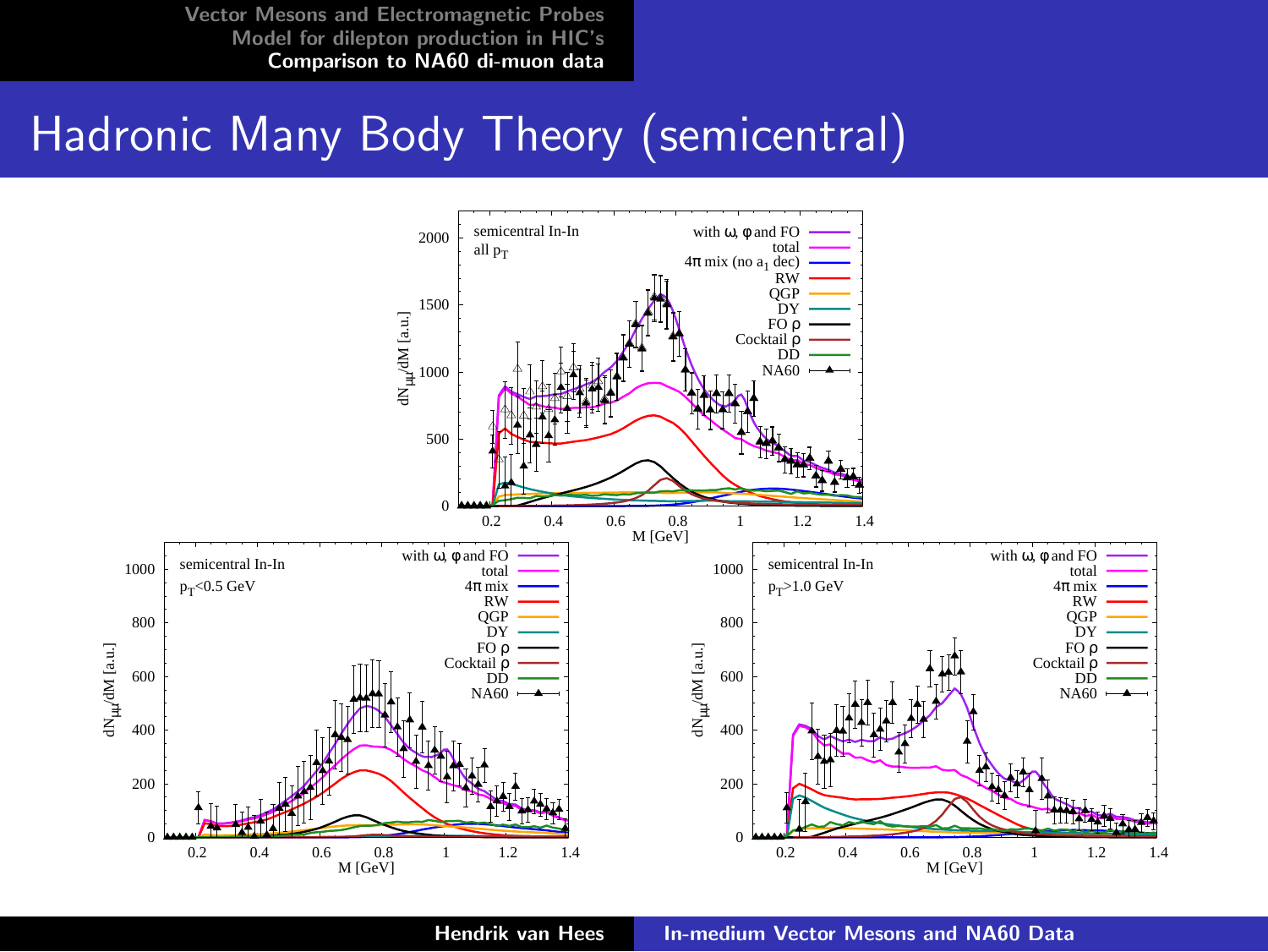# Hadronic Many Body Theory (semicentral)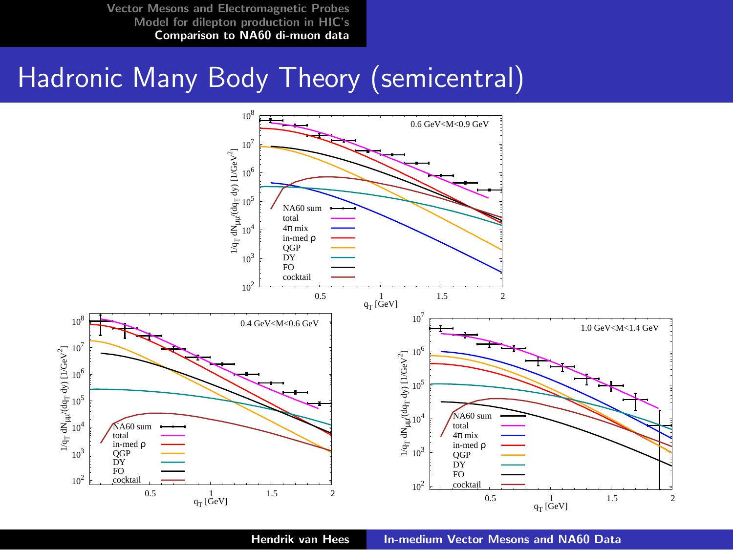# Hadronic Many Body Theory (semicentral)

0.6 GeV<M<0.9 GeV

$1/q_T \, dN_{\mu\mu}/(dq_T \, dy)$ [$1/\text{GeV}^2$]

$q_T$ [GeV]

NA60 sum, total, 4π mix, in-med ρ, QGP, DY, FO, cocktail

0.4 GeV<M<0.6 GeV

$1/q_T \, dN_{\mu\mu}/(dq_T \, dy)$ [$1/\text{GeV}^2$]

$q_T$ [GeV]

NA60 sum, total, in-med ρ, QGP, DY, FO, cocktail

1.0 GeV<M<1.4 GeV

$1/q_T \, dN_{\mu\mu}/(dq_T \, dy)$ [$1/\text{GeV}^2$]

$q_T$ [GeV]

NA60 sum, total, 4π mix, in-med ρ, QGP, DY, FO, cocktail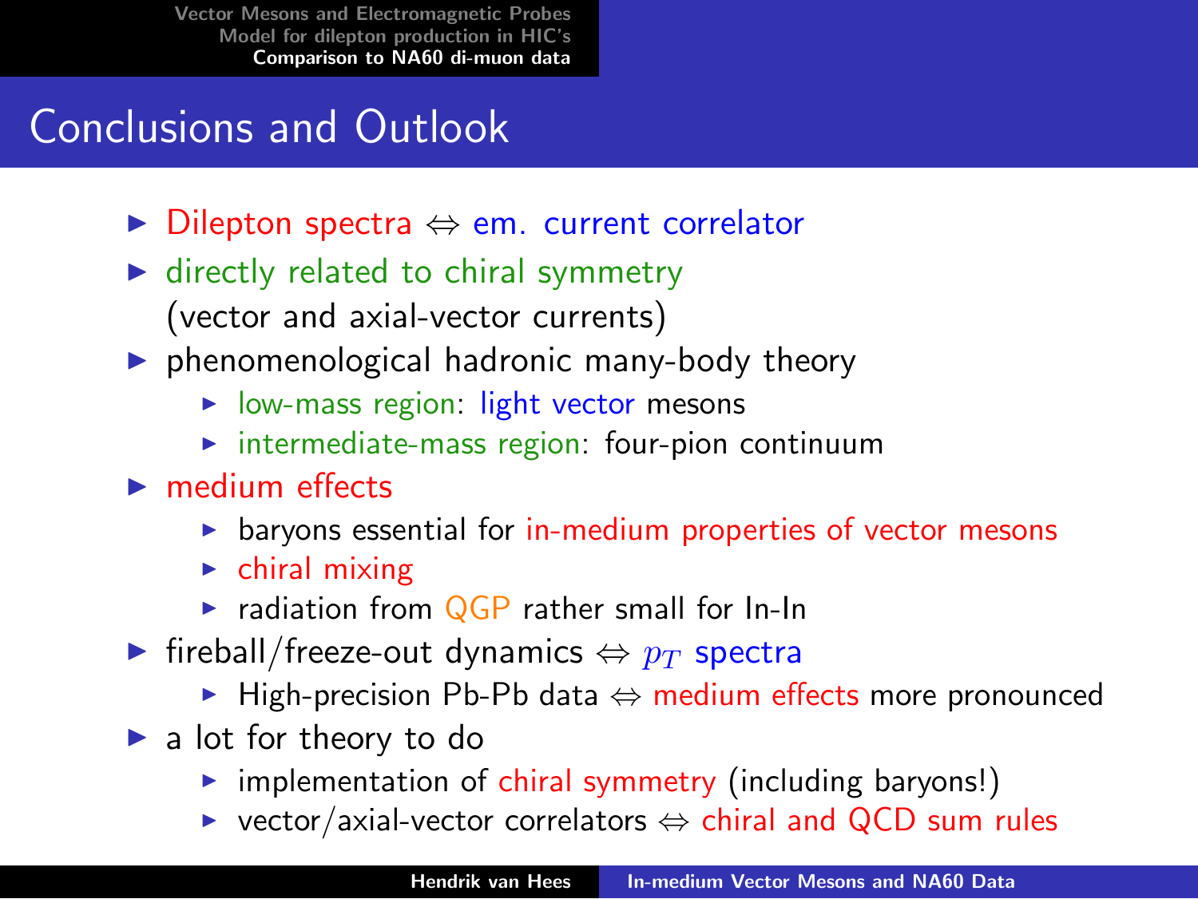# Conclusions and Outlook

- Dilepton spectra ⇔ em. current correlator
- directly related to chiral symmetry (vector and axial-vector currents)
- phenomenological hadronic many-body theory
  - low-mass region: light vector mesons
  - intermediate-mass region: four-pion continuum
- medium effects
  - baryons essential for in-medium properties of vector mesons
  - chiral mixing
  - radiation from QGP rather small for In-In
- fireball/freeze-out dynamics ⇔ $p_T$ spectra
  - High-precision Pb-Pb data ⇔ medium effects more pronounced
- a lot for theory to do
  - implementation of chiral symmetry (including baryons!)
  - vector/axial-vector correlators ⇔ chiral and QCD sum rules